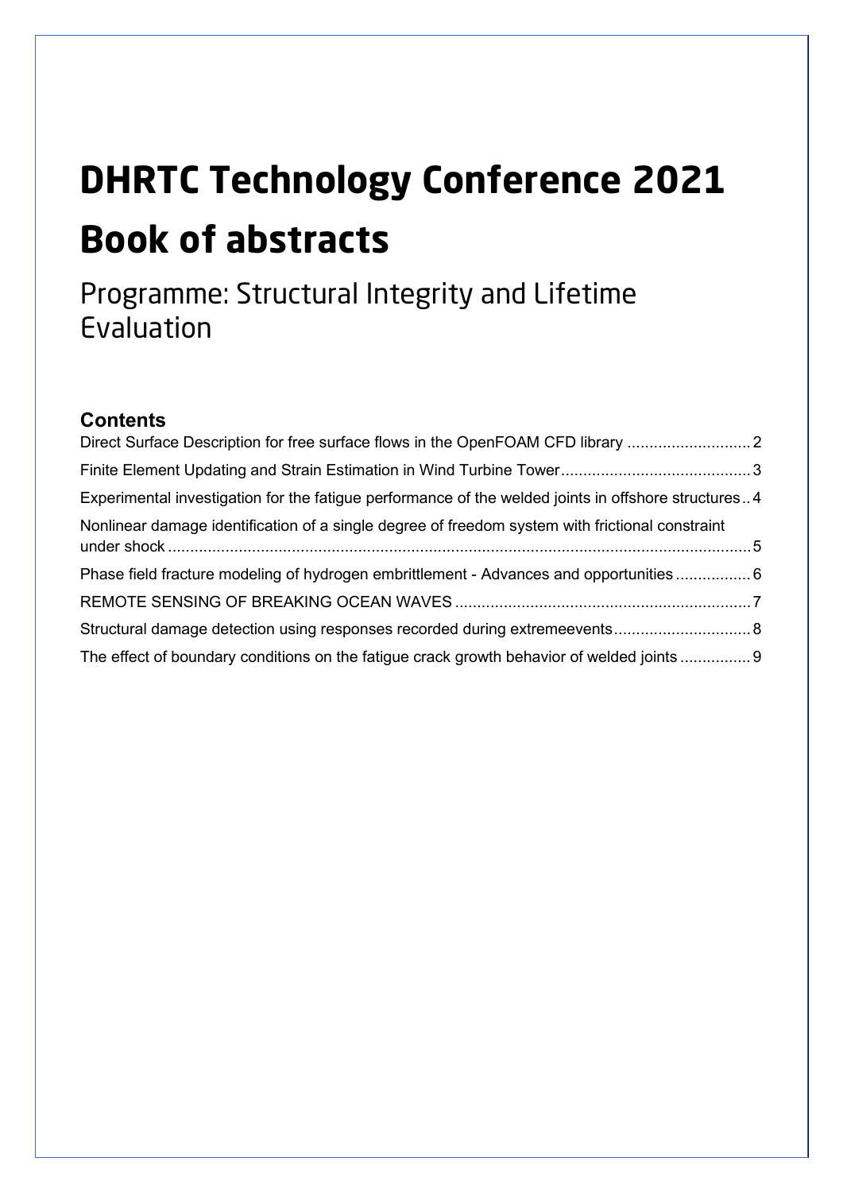# DHRTC Technology Conference 2021

# Book of abstracts

## Programme: Structural Integrity and Lifetime Evaluation

### Contents

Direct Surface Description for free surface flows in the OpenFOAM CFD library ............................ 2

Finite Element Updating and Strain Estimation in Wind Turbine Tower........................................... 3

Experimental investigation for the fatigue performance of the welded joints in offshore structures.. 4

Nonlinear damage identification of a single degree of freedom system with frictional constraint under shock ..................................................................................................................................... 5

Phase field fracture modeling of hydrogen embrittlement - Advances and opportunities ................. 6

REMOTE SENSING OF BREAKING OCEAN WAVES .................................................................... 7

Structural damage detection using responses recorded during extremeevents............................... 8

The effect of boundary conditions on the fatigue crack growth behavior of welded joints ................ 9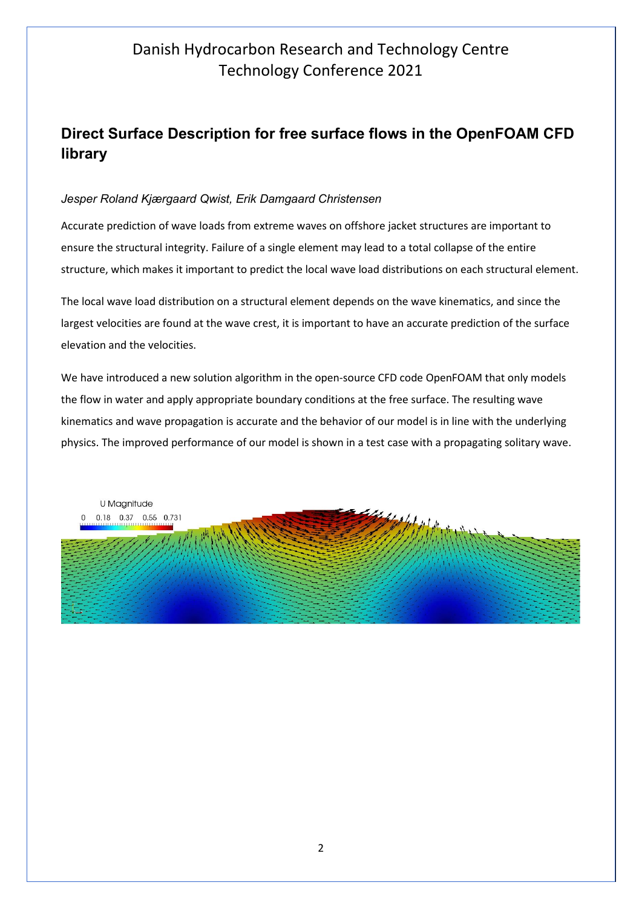Danish Hydrocarbon Research and Technology Centre
Technology Conference 2021

## Direct Surface Description for free surface flows in the OpenFOAM CFD library

*Jesper Roland Kjærgaard Qwist, Erik Damgaard Christensen*

Accurate prediction of wave loads from extreme waves on offshore jacket structures are important to ensure the structural integrity. Failure of a single element may lead to a total collapse of the entire structure, which makes it important to predict the local wave load distributions on each structural element.

The local wave load distribution on a structural element depends on the wave kinematics, and since the largest velocities are found at the wave crest, it is important to have an accurate prediction of the surface elevation and the velocities.

We have introduced a new solution algorithm in the open-source CFD code OpenFOAM that only models the flow in water and apply appropriate boundary conditions at the free surface. The resulting wave kinematics and wave propagation is accurate and the behavior of our model is in line with the underlying physics. The improved performance of our model is shown in a test case with a propagating solitary wave.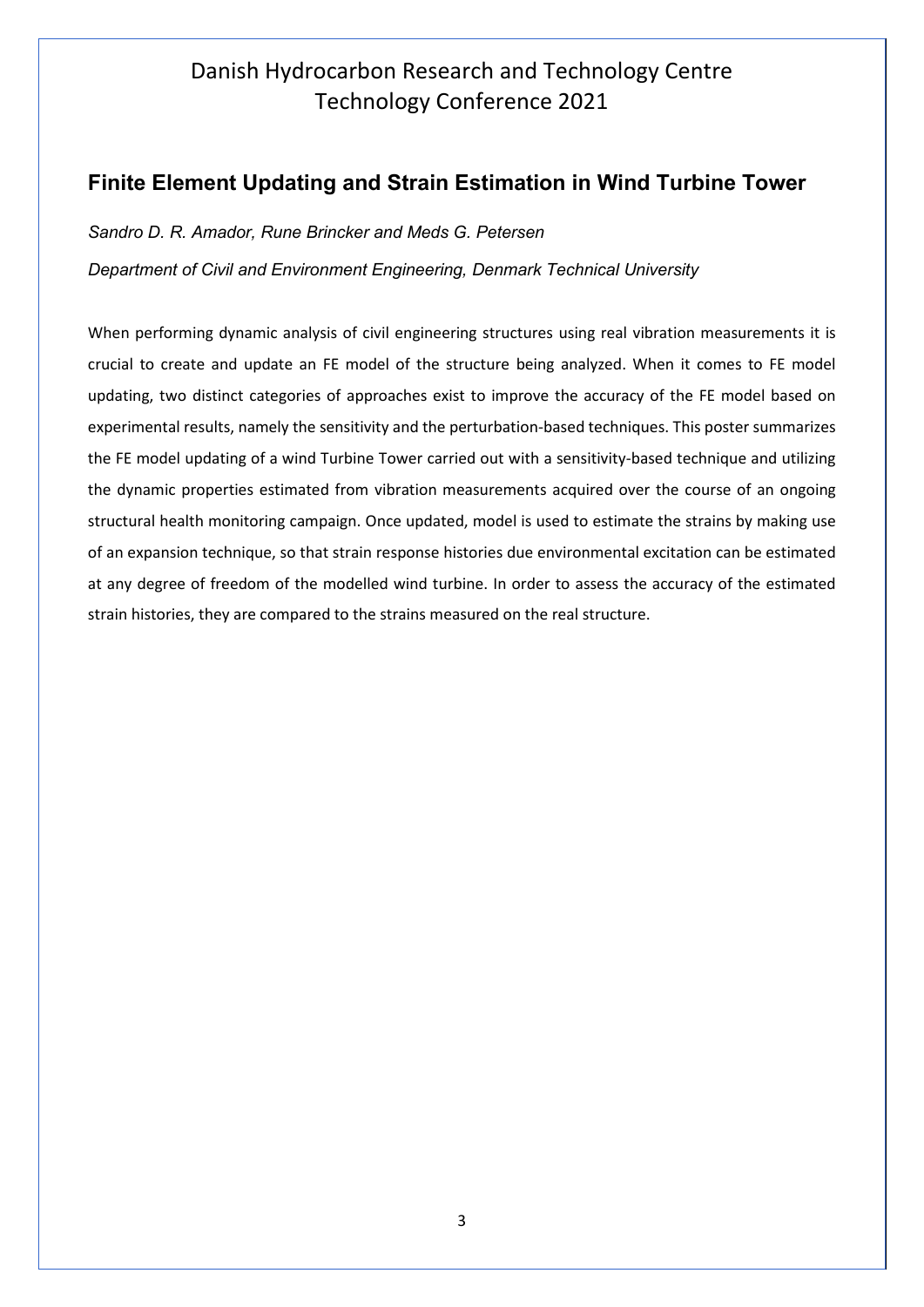# Danish Hydrocarbon Research and Technology Centre Technology Conference 2021

## Finite Element Updating and Strain Estimation in Wind Turbine Tower

*Sandro D. R. Amador, Rune Brincker and Meds G. Petersen*

*Department of Civil and Environment Engineering, Denmark Technical University*

When performing dynamic analysis of civil engineering structures using real vibration measurements it is crucial to create and update an FE model of the structure being analyzed. When it comes to FE model updating, two distinct categories of approaches exist to improve the accuracy of the FE model based on experimental results, namely the sensitivity and the perturbation-based techniques. This poster summarizes the FE model updating of a wind Turbine Tower carried out with a sensitivity-based technique and utilizing the dynamic properties estimated from vibration measurements acquired over the course of an ongoing structural health monitoring campaign. Once updated, model is used to estimate the strains by making use of an expansion technique, so that strain response histories due environmental excitation can be estimated at any degree of freedom of the modelled wind turbine. In order to assess the accuracy of the estimated strain histories, they are compared to the strains measured on the real structure.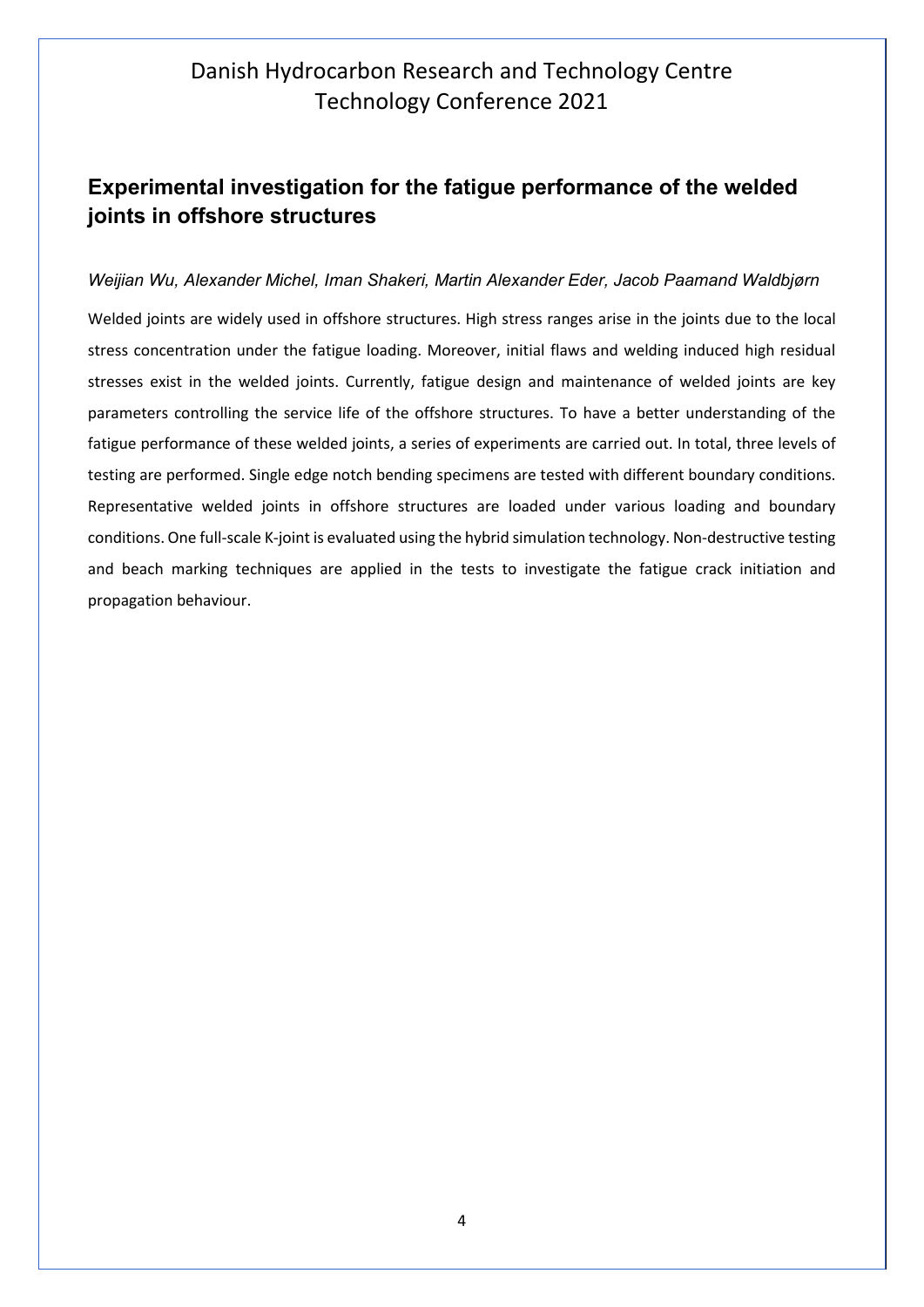## Experimental investigation for the fatigue performance of the welded joints in offshore structures

*Weijian Wu, Alexander Michel, Iman Shakeri, Martin Alexander Eder, Jacob Paamand Waldbjørn*

Welded joints are widely used in offshore structures. High stress ranges arise in the joints due to the local stress concentration under the fatigue loading. Moreover, initial flaws and welding induced high residual stresses exist in the welded joints. Currently, fatigue design and maintenance of welded joints are key parameters controlling the service life of the offshore structures. To have a better understanding of the fatigue performance of these welded joints, a series of experiments are carried out. In total, three levels of testing are performed. Single edge notch bending specimens are tested with different boundary conditions. Representative welded joints in offshore structures are loaded under various loading and boundary conditions. One full-scale K-joint is evaluated using the hybrid simulation technology. Non-destructive testing and beach marking techniques are applied in the tests to investigate the fatigue crack initiation and propagation behaviour.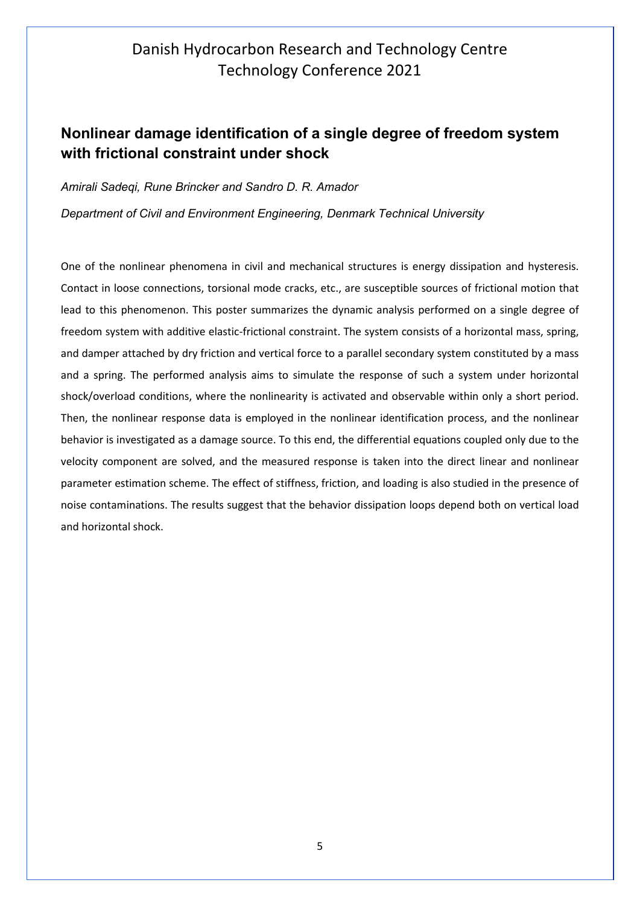## Nonlinear damage identification of a single degree of freedom system with frictional constraint under shock

*Amirali Sadeqi, Rune Brincker and Sandro D. R. Amador*

*Department of Civil and Environment Engineering, Denmark Technical University*

One of the nonlinear phenomena in civil and mechanical structures is energy dissipation and hysteresis. Contact in loose connections, torsional mode cracks, etc., are susceptible sources of frictional motion that lead to this phenomenon. This poster summarizes the dynamic analysis performed on a single degree of freedom system with additive elastic-frictional constraint. The system consists of a horizontal mass, spring, and damper attached by dry friction and vertical force to a parallel secondary system constituted by a mass and a spring. The performed analysis aims to simulate the response of such a system under horizontal shock/overload conditions, where the nonlinearity is activated and observable within only a short period. Then, the nonlinear response data is employed in the nonlinear identification process, and the nonlinear behavior is investigated as a damage source. To this end, the differential equations coupled only due to the velocity component are solved, and the measured response is taken into the direct linear and nonlinear parameter estimation scheme. The effect of stiffness, friction, and loading is also studied in the presence of noise contaminations. The results suggest that the behavior dissipation loops depend both on vertical load and horizontal shock.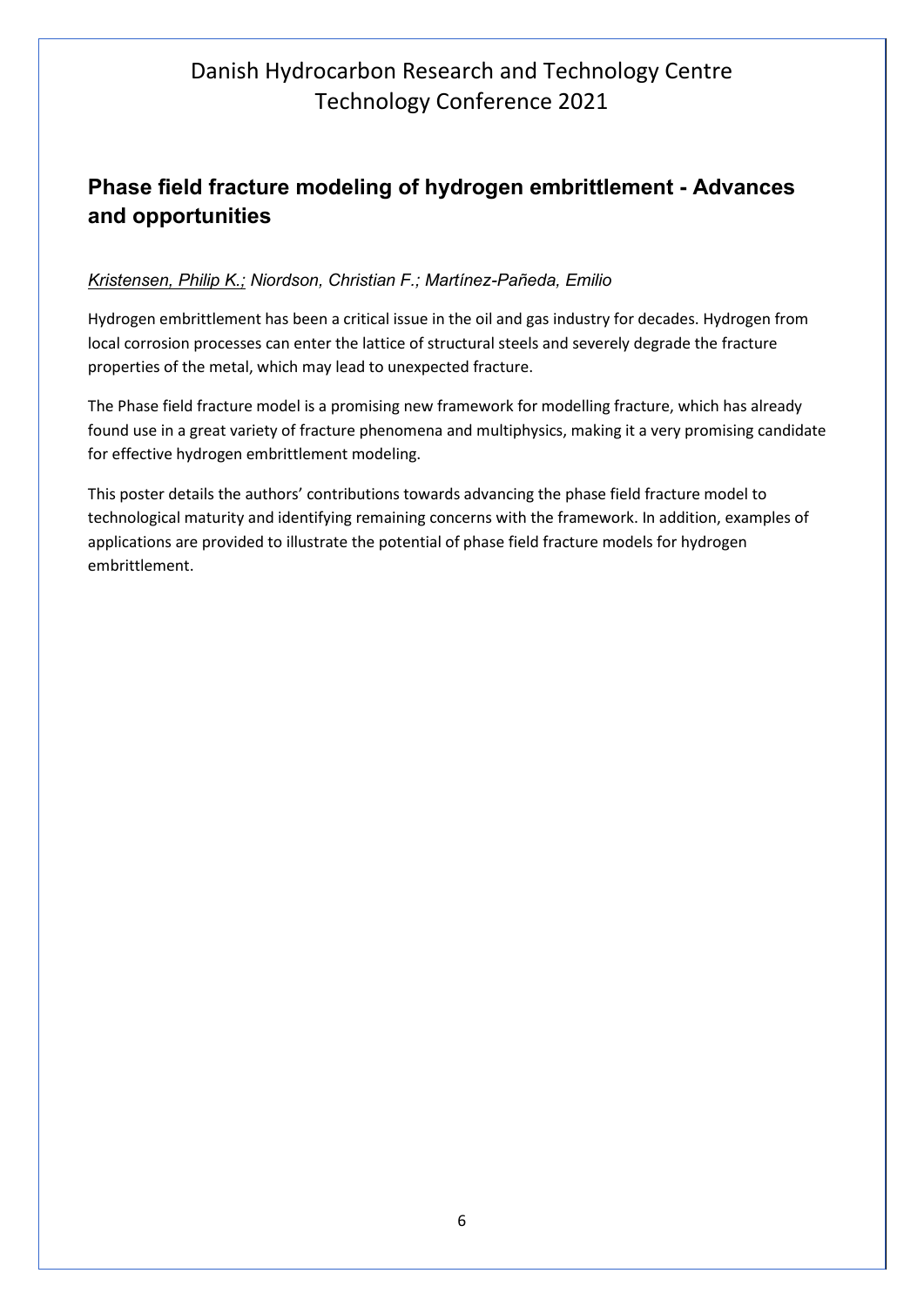## Phase field fracture modeling of hydrogen embrittlement - Advances and opportunities

*Kristensen, Philip K.; Niordson, Christian F.; Martínez-Pañeda, Emilio*

Hydrogen embrittlement has been a critical issue in the oil and gas industry for decades. Hydrogen from local corrosion processes can enter the lattice of structural steels and severely degrade the fracture properties of the metal, which may lead to unexpected fracture.

The Phase field fracture model is a promising new framework for modelling fracture, which has already found use in a great variety of fracture phenomena and multiphysics, making it a very promising candidate for effective hydrogen embrittlement modeling.

This poster details the authors' contributions towards advancing the phase field fracture model to technological maturity and identifying remaining concerns with the framework. In addition, examples of applications are provided to illustrate the potential of phase field fracture models for hydrogen embrittlement.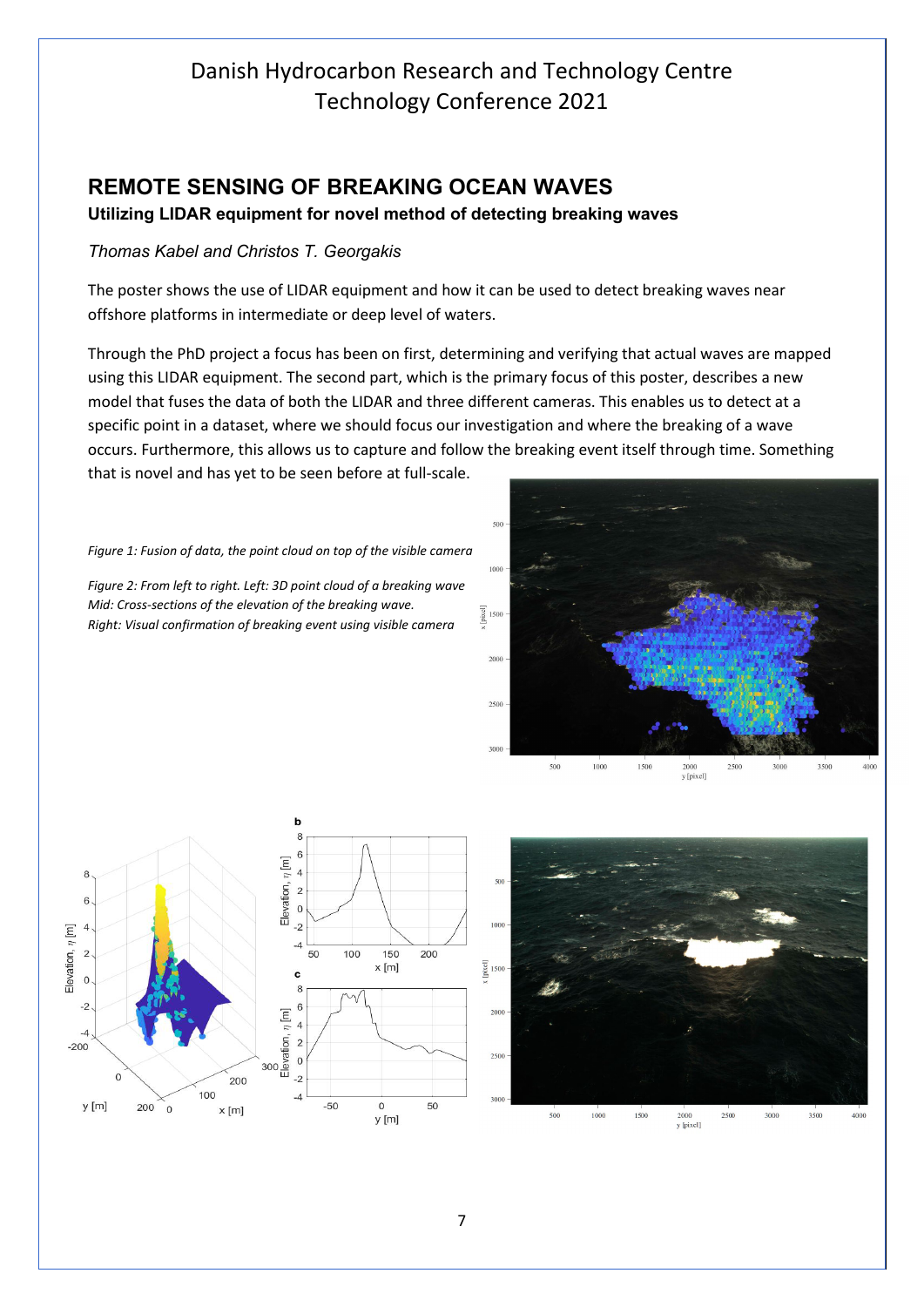## REMOTE SENSING OF BREAKING OCEAN WAVES

**Utilizing LIDAR equipment for novel method of detecting breaking waves**

*Thomas Kabel and Christos T. Georgakis*

The poster shows the use of LIDAR equipment and how it can be used to detect breaking waves near offshore platforms in intermediate or deep level of waters.

Through the PhD project a focus has been on first, determining and verifying that actual waves are mapped using this LIDAR equipment. The second part, which is the primary focus of this poster, describes a new model that fuses the data of both the LIDAR and three different cameras. This enables us to detect at a specific point in a dataset, where we should focus our investigation and where the breaking of a wave occurs. Furthermore, this allows us to capture and follow the breaking event itself through time. Something that is novel and has yet to be seen before at full-scale.

*Figure 1: Fusion of data, the point cloud on top of the visible camera*

*Figure 2: From left to right. Left: 3D point cloud of a breaking wave*
*Mid: Cross-sections of the elevation of the breaking wave.*
*Right: Visual confirmation of breaking event using visible camera*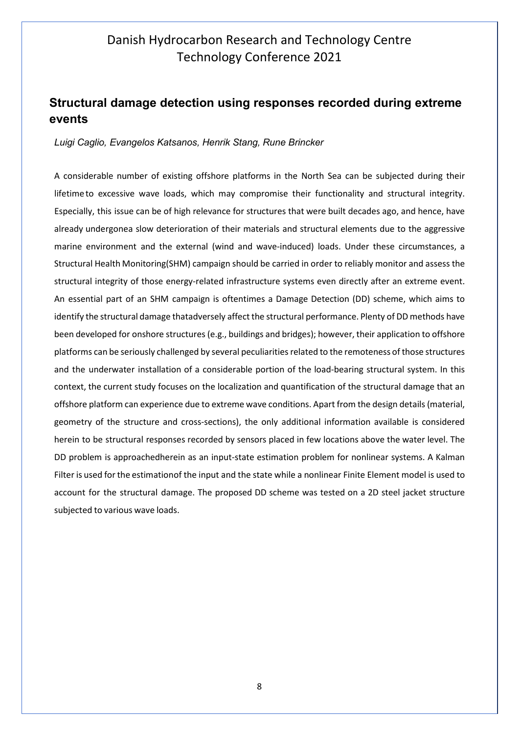## Structural damage detection using responses recorded during extreme events

*Luigi Caglio, Evangelos Katsanos, Henrik Stang, Rune Brincker*

A considerable number of existing offshore platforms in the North Sea can be subjected during their lifetime to excessive wave loads, which may compromise their functionality and structural integrity. Especially, this issue can be of high relevance for structures that were built decades ago, and hence, have already undergonea slow deterioration of their materials and structural elements due to the aggressive marine environment and the external (wind and wave-induced) loads. Under these circumstances, a Structural Health Monitoring(SHM) campaign should be carried in order to reliably monitor and assess the structural integrity of those energy-related infrastructure systems even directly after an extreme event. An essential part of an SHM campaign is oftentimes a Damage Detection (DD) scheme, which aims to identify the structural damage thatadversely affect the structural performance. Plenty of DD methods have been developed for onshore structures (e.g., buildings and bridges); however, their application to offshore platforms can be seriously challenged by several peculiarities related to the remoteness of those structures and the underwater installation of a considerable portion of the load-bearing structural system. In this context, the current study focuses on the localization and quantification of the structural damage that an offshore platform can experience due to extreme wave conditions. Apart from the design details (material, geometry of the structure and cross-sections), the only additional information available is considered herein to be structural responses recorded by sensors placed in few locations above the water level. The DD problem is approachedherein as an input-state estimation problem for nonlinear systems. A Kalman Filter is used for the estimationof the input and the state while a nonlinear Finite Element model is used to account for the structural damage. The proposed DD scheme was tested on a 2D steel jacket structure subjected to various wave loads.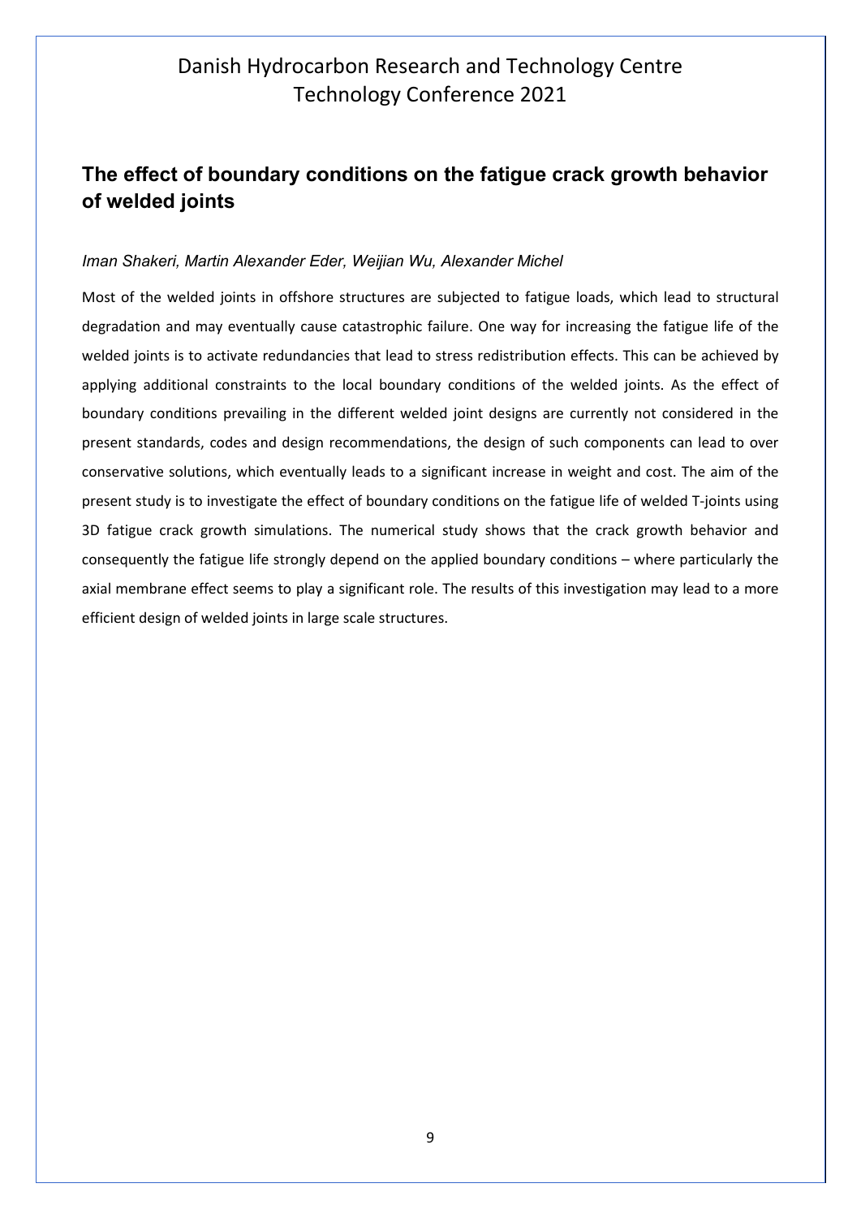## The effect of boundary conditions on the fatigue crack growth behavior of welded joints

*Iman Shakeri, Martin Alexander Eder, Weijian Wu, Alexander Michel*

Most of the welded joints in offshore structures are subjected to fatigue loads, which lead to structural degradation and may eventually cause catastrophic failure. One way for increasing the fatigue life of the welded joints is to activate redundancies that lead to stress redistribution effects. This can be achieved by applying additional constraints to the local boundary conditions of the welded joints. As the effect of boundary conditions prevailing in the different welded joint designs are currently not considered in the present standards, codes and design recommendations, the design of such components can lead to over conservative solutions, which eventually leads to a significant increase in weight and cost. The aim of the present study is to investigate the effect of boundary conditions on the fatigue life of welded T-joints using 3D fatigue crack growth simulations. The numerical study shows that the crack growth behavior and consequently the fatigue life strongly depend on the applied boundary conditions – where particularly the axial membrane effect seems to play a significant role. The results of this investigation may lead to a more efficient design of welded joints in large scale structures.